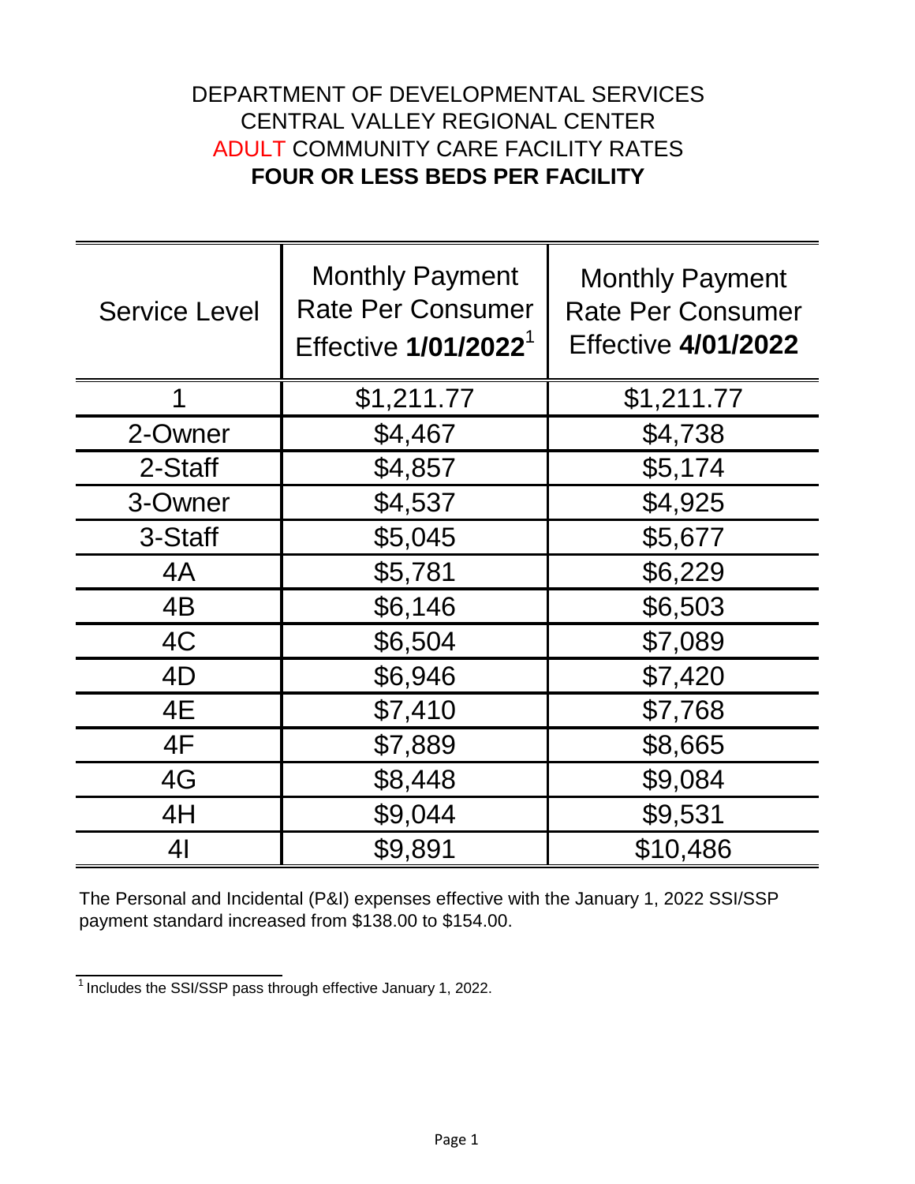# DEPARTMENT OF DEVELOPMENTAL SERVICES
# CENTRAL VALLEY REGIONAL CENTER
# ADULT COMMUNITY CARE FACILITY RATES
# **FOUR OR LESS BEDS PER FACILITY**

| Service Level | Monthly Payment Rate Per Consumer Effective **1/01/2022**[1] | Monthly Payment Rate Per Consumer Effective **4/01/2022** |
|---|---|---|
| 1 | $1,211.77 | $1,211.77 |
| 2-Owner | $4,467 | $4,738 |
| 2-Staff | $4,857 | $5,174 |
| 3-Owner | $4,537 | $4,925 |
| 3-Staff | $5,045 | $5,677 |
| 4A | $5,781 | $6,229 |
| 4B | $6,146 | $6,503 |
| 4C | $6,504 | $7,089 |
| 4D | $6,946 | $7,420 |
| 4E | $7,410 | $7,768 |
| 4F | $7,889 | $8,665 |
| 4G | $8,448 | $9,084 |
| 4H | $9,044 | $9,531 |
| 4I | $9,891 | $10,486 |

The Personal and Incidental (P&I) expenses effective with the January 1, 2022 SSI/SSP payment standard increased from $138.00 to $154.00.

[1] Includes the SSI/SSP pass through effective January 1, 2022.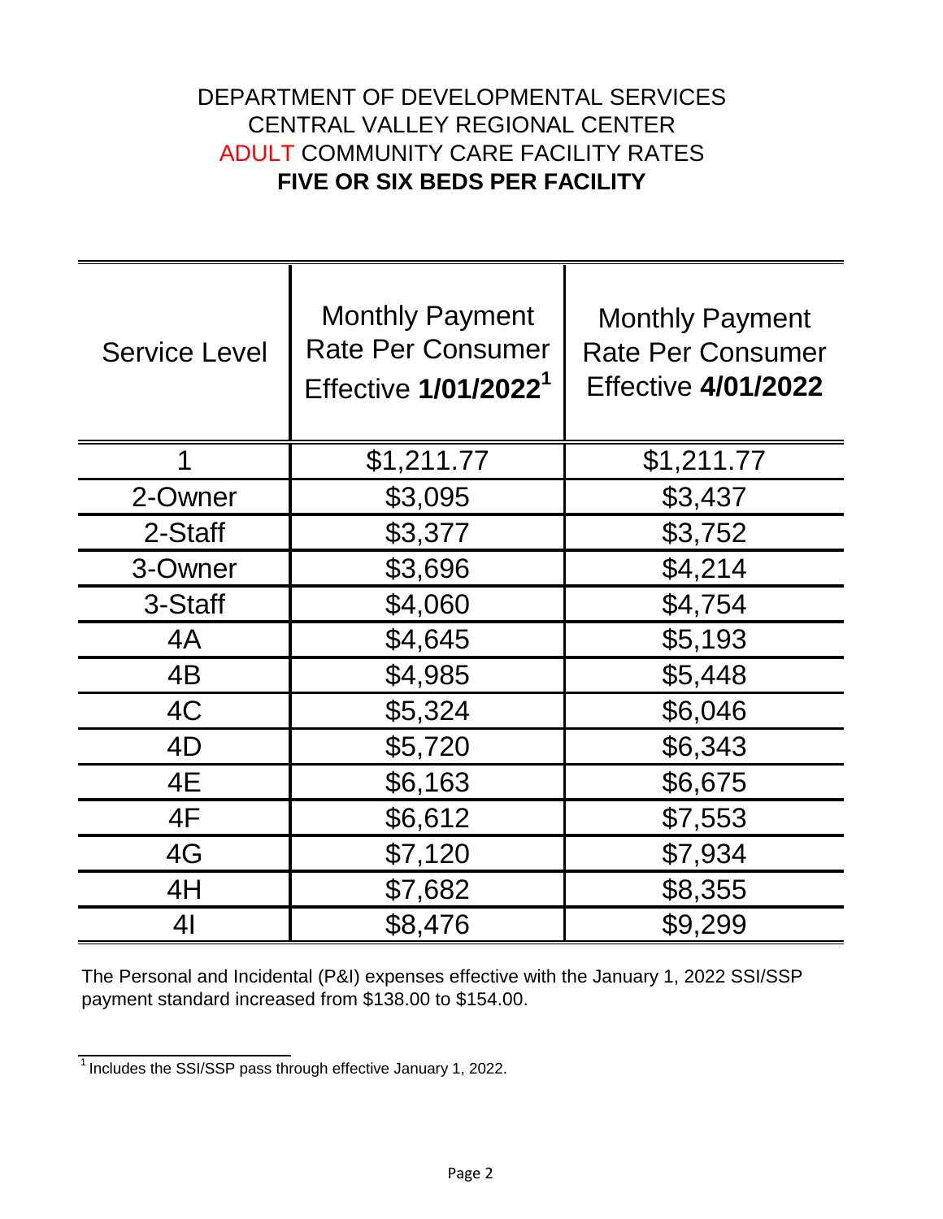# DEPARTMENT OF DEVELOPMENTAL SERVICES
# CENTRAL VALLEY REGIONAL CENTER
# ADULT COMMUNITY CARE FACILITY RATES
# **FIVE OR SIX BEDS PER FACILITY**

| Service Level | Monthly Payment Rate Per Consumer Effective **1/01/2022**[1] | Monthly Payment Rate Per Consumer Effective **4/01/2022** |
|---|---|---|
| 1 | $1,211.77 | $1,211.77 |
| 2-Owner | $3,095 | $3,437 |
| 2-Staff | $3,377 | $3,752 |
| 3-Owner | $3,696 | $4,214 |
| 3-Staff | $4,060 | $4,754 |
| 4A | $4,645 | $5,193 |
| 4B | $4,985 | $5,448 |
| 4C | $5,324 | $6,046 |
| 4D | $5,720 | $6,343 |
| 4E | $6,163 | $6,675 |
| 4F | $6,612 | $7,553 |
| 4G | $7,120 | $7,934 |
| 4H | $7,682 | $8,355 |
| 4I | $8,476 | $9,299 |

The Personal and Incidental (P&I) expenses effective with the January 1, 2022 SSI/SSP payment standard increased from $138.00 to $154.00.

[1] Includes the SSI/SSP pass through effective January 1, 2022.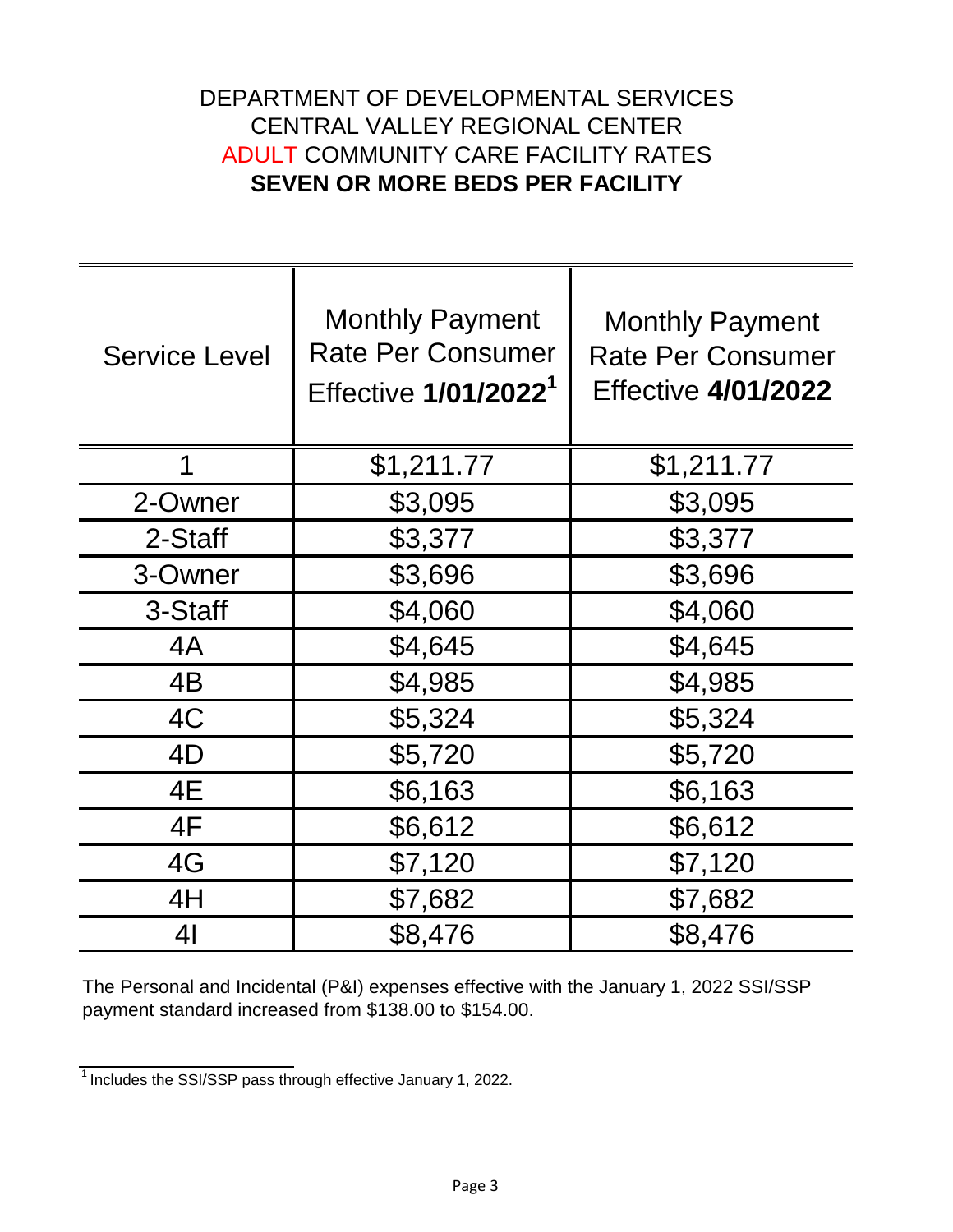# DEPARTMENT OF DEVELOPMENTAL SERVICES
## CENTRAL VALLEY REGIONAL CENTER
## ADULT COMMUNITY CARE FACILITY RATES
## **SEVEN OR MORE BEDS PER FACILITY**

| Service Level | Monthly Payment Rate Per Consumer Effective **1/01/2022**[1] | Monthly Payment Rate Per Consumer Effective **4/01/2022** |
|---|---|---|
| 1 | $1,211.77 | $1,211.77 |
| 2-Owner | $3,095 | $3,095 |
| 2-Staff | $3,377 | $3,377 |
| 3-Owner | $3,696 | $3,696 |
| 3-Staff | $4,060 | $4,060 |
| 4A | $4,645 | $4,645 |
| 4B | $4,985 | $4,985 |
| 4C | $5,324 | $5,324 |
| 4D | $5,720 | $5,720 |
| 4E | $6,163 | $6,163 |
| 4F | $6,612 | $6,612 |
| 4G | $7,120 | $7,120 |
| 4H | $7,682 | $7,682 |
| 4I | $8,476 | $8,476 |

The Personal and Incidental (P&I) expenses effective with the January 1, 2022 SSI/SSP payment standard increased from $138.00 to $154.00.

[1] Includes the SSI/SSP pass through effective January 1, 2022.